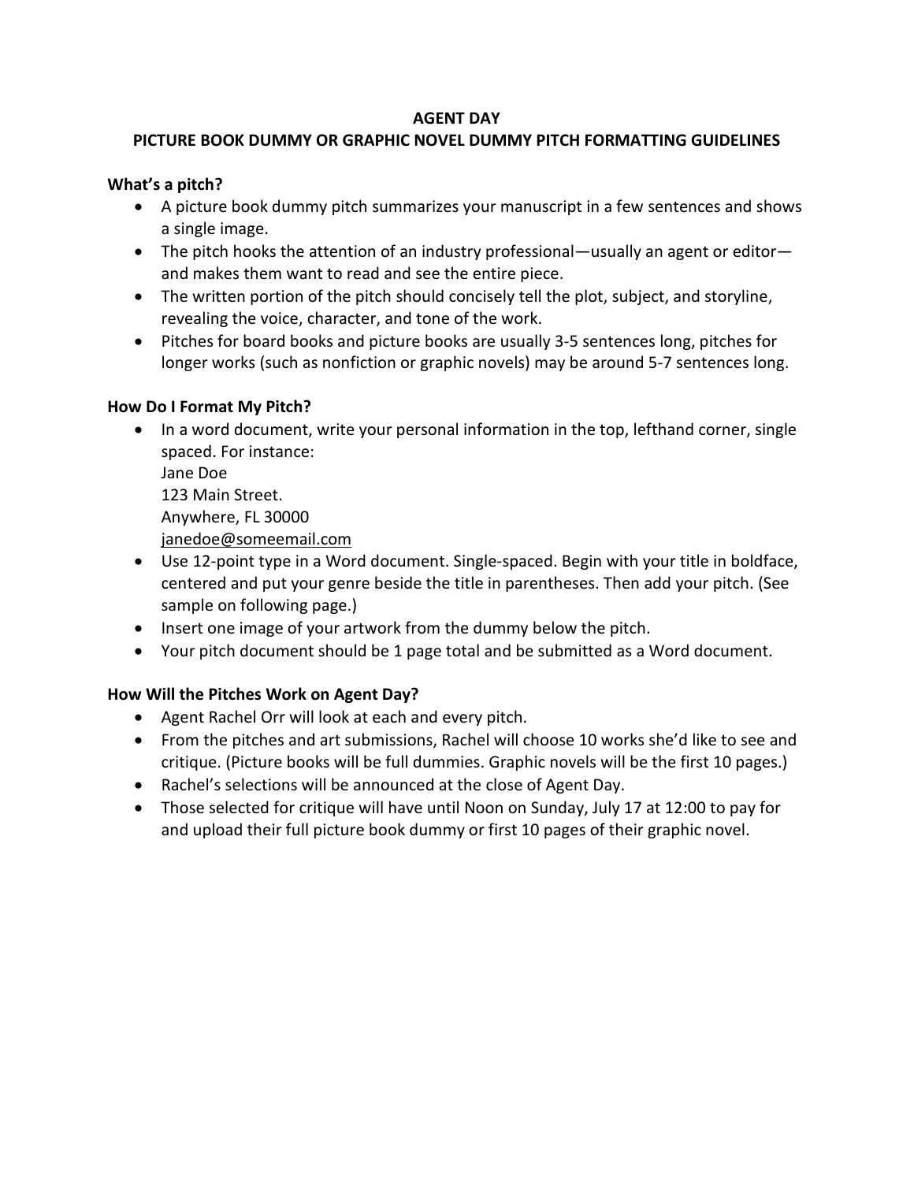**AGENT DAY**

**PICTURE BOOK DUMMY OR GRAPHIC NOVEL DUMMY PITCH FORMATTING GUIDELINES**

### What's a pitch?

- A picture book dummy pitch summarizes your manuscript in a few sentences and shows a single image.
- The pitch hooks the attention of an industry professional—usually an agent or editor—and makes them want to read and see the entire piece.
- The written portion of the pitch should concisely tell the plot, subject, and storyline, revealing the voice, character, and tone of the work.
- Pitches for board books and picture books are usually 3-5 sentences long, pitches for longer works (such as nonfiction or graphic novels) may be around 5-7 sentences long.

### How Do I Format My Pitch?

- In a word document, write your personal information in the top, lefthand corner, single spaced. For instance:
  Jane Doe
  123 Main Street.
  Anywhere, FL 30000
  janedoe@someemail.com
- Use 12-point type in a Word document. Single-spaced. Begin with your title in boldface, centered and put your genre beside the title in parentheses. Then add your pitch. (See sample on following page.)
- Insert one image of your artwork from the dummy below the pitch.
- Your pitch document should be 1 page total and be submitted as a Word document.

### How Will the Pitches Work on Agent Day?

- Agent Rachel Orr will look at each and every pitch.
- From the pitches and art submissions, Rachel will choose 10 works she'd like to see and critique. (Picture books will be full dummies. Graphic novels will be the first 10 pages.)
- Rachel's selections will be announced at the close of Agent Day.
- Those selected for critique will have until Noon on Sunday, July 17 at 12:00 to pay for and upload their full picture book dummy or first 10 pages of their graphic novel.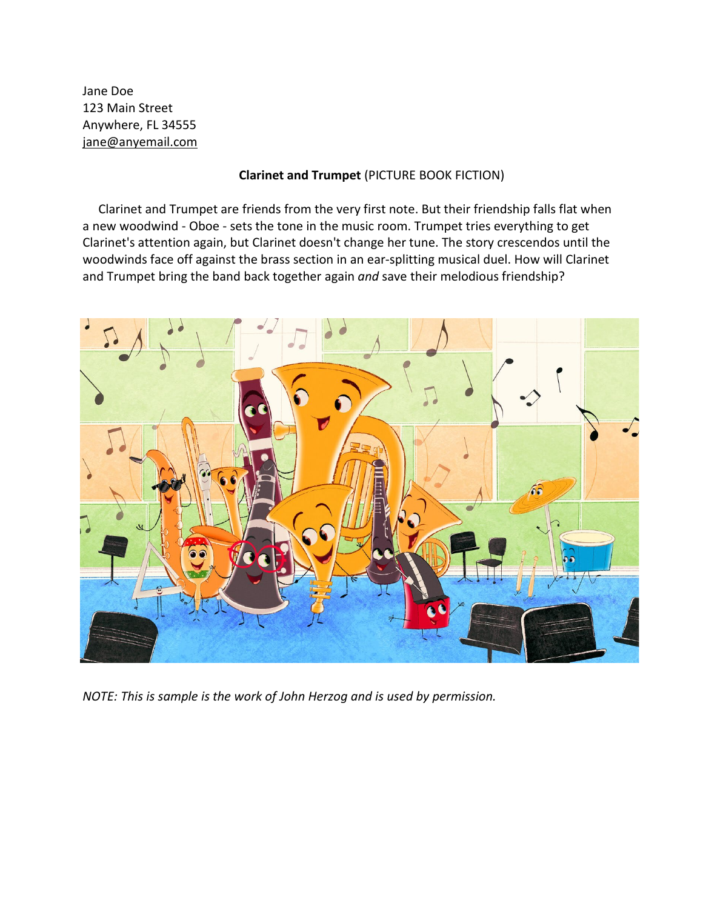Jane Doe
123 Main Street
Anywhere, FL 34555
jane@anyemail.com

**Clarinet and Trumpet** (PICTURE BOOK FICTION)

Clarinet and Trumpet are friends from the very first note. But their friendship falls flat when a new woodwind - Oboe - sets the tone in the music room. Trumpet tries everything to get Clarinet's attention again, but Clarinet doesn't change her tune. The story crescendos until the woodwinds face off against the brass section in an ear-splitting musical duel. How will Clarinet and Trumpet bring the band back together again *and* save their melodious friendship?

*NOTE: This is sample is the work of John Herzog and is used by permission.*